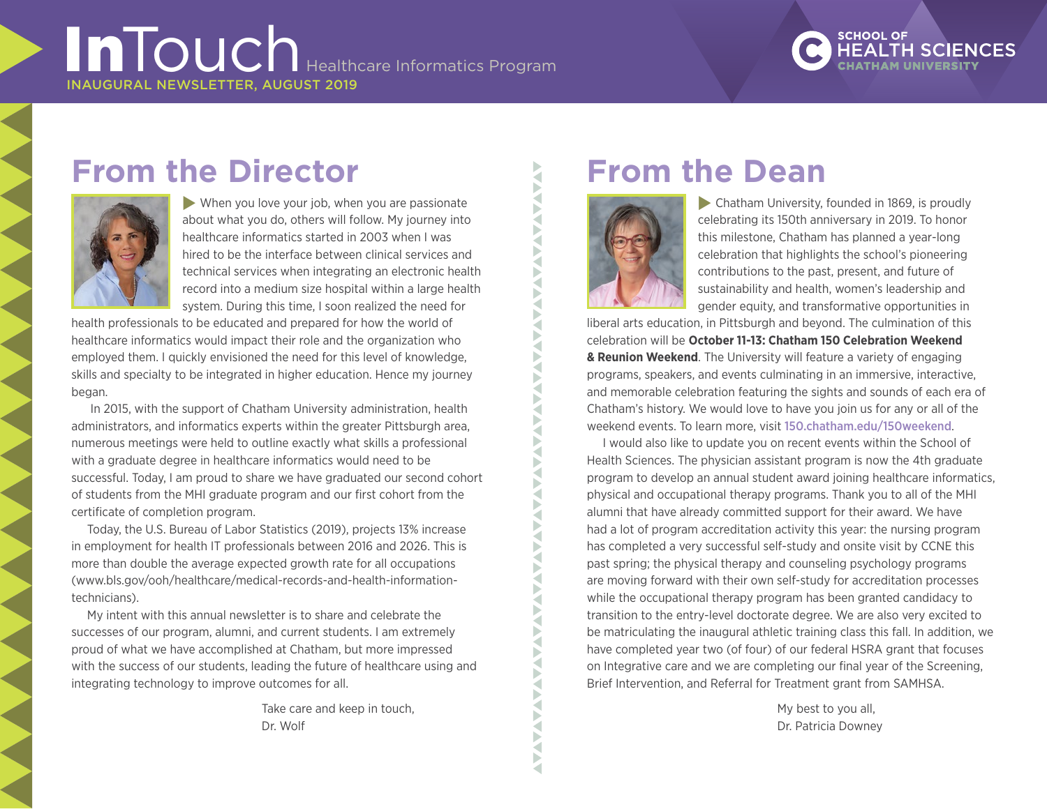# InTouch Healthcare Informatics Program

INAUGURAL NEWSLETTER, AUGUST 2019

SCHOOL OF HEALTH SCIENCES
CHATHAM UNIVERSITY

## From the Director

When you love your job, when you are passionate about what you do, others will follow. My journey into healthcare informatics started in 2003 when I was hired to be the interface between clinical services and technical services when integrating an electronic health record into a medium size hospital within a large health system. During this time, I soon realized the need for health professionals to be educated and prepared for how the world of healthcare informatics would impact their role and the organization who employed them. I quickly envisioned the need for this level of knowledge, skills and specialty to be integrated in higher education. Hence my journey began.

In 2015, with the support of Chatham University administration, health administrators, and informatics experts within the greater Pittsburgh area, numerous meetings were held to outline exactly what skills a professional with a graduate degree in healthcare informatics would need to be successful. Today, I am proud to share we have graduated our second cohort of students from the MHI graduate program and our first cohort from the certificate of completion program.

Today, the U.S. Bureau of Labor Statistics (2019), projects 13% increase in employment for health IT professionals between 2016 and 2026. This is more than double the average expected growth rate for all occupations (www.bls.gov/ooh/healthcare/medical-records-and-health-information-technicians).

My intent with this annual newsletter is to share and celebrate the successes of our program, alumni, and current students. I am extremely proud of what we have accomplished at Chatham, but more impressed with the success of our students, leading the future of healthcare using and integrating technology to improve outcomes for all.

Take care and keep in touch,
Dr. Wolf

## From the Dean

Chatham University, founded in 1869, is proudly celebrating its 150th anniversary in 2019. To honor this milestone, Chatham has planned a year-long celebration that highlights the school's pioneering contributions to the past, present, and future of sustainability and health, women's leadership and gender equity, and transformative opportunities in liberal arts education, in Pittsburgh and beyond. The culmination of this celebration will be **October 11-13: Chatham 150 Celebration Weekend & Reunion Weekend**. The University will feature a variety of engaging programs, speakers, and events culminating in an immersive, interactive, and memorable celebration featuring the sights and sounds of each era of Chatham's history. We would love to have you join us for any or all of the weekend events. To learn more, visit 150.chatham.edu/150weekend.

I would also like to update you on recent events within the School of Health Sciences. The physician assistant program is now the 4th graduate program to develop an annual student award joining healthcare informatics, physical and occupational therapy programs. Thank you to all of the MHI alumni that have already committed support for their award. We have had a lot of program accreditation activity this year: the nursing program has completed a very successful self-study and onsite visit by CCNE this past spring; the physical therapy and counseling psychology programs are moving forward with their own self-study for accreditation processes while the occupational therapy program has been granted candidacy to transition to the entry-level doctorate degree. We are also very excited to be matriculating the inaugural athletic training class this fall. In addition, we have completed year two (of four) of our federal HSRA grant that focuses on Integrative care and we are completing our final year of the Screening, Brief Intervention, and Referral for Treatment grant from SAMHSA.

My best to you all,
Dr. Patricia Downey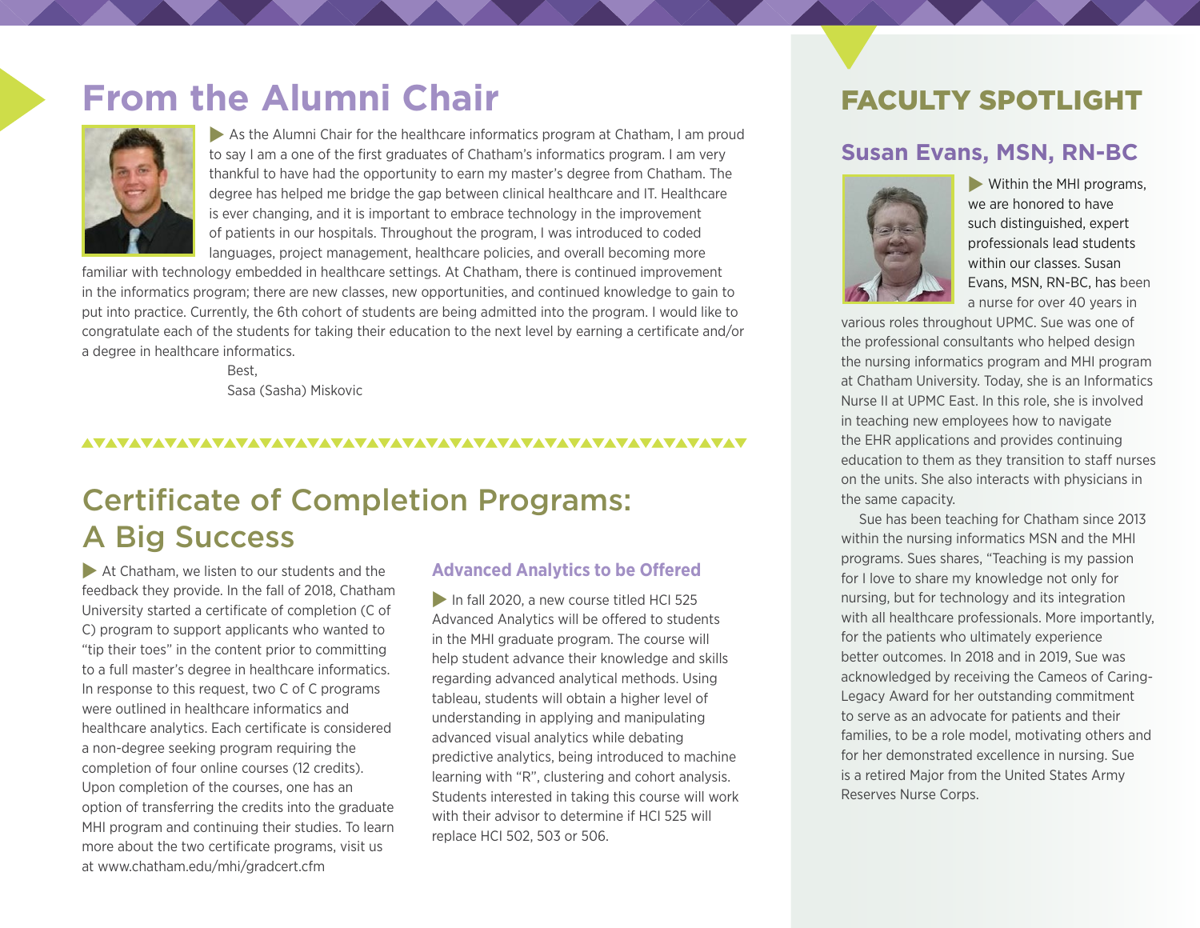# From the Alumni Chair

As the Alumni Chair for the healthcare informatics program at Chatham, I am proud to say I am a one of the first graduates of Chatham's informatics program. I am very thankful to have had the opportunity to earn my master's degree from Chatham. The degree has helped me bridge the gap between clinical healthcare and IT. Healthcare is ever changing, and it is important to embrace technology in the improvement of patients in our hospitals. Throughout the program, I was introduced to coded languages, project management, healthcare policies, and overall becoming more familiar with technology embedded in healthcare settings. At Chatham, there is continued improvement in the informatics program; there are new classes, new opportunities, and continued knowledge to gain to put into practice. Currently, the 6th cohort of students are being admitted into the program. I would like to congratulate each of the students for taking their education to the next level by earning a certificate and/or a degree in healthcare informatics.

Best,
Sasa (Sasha) Miskovic

# Certificate of Completion Programs: A Big Success

At Chatham, we listen to our students and the feedback they provide. In the fall of 2018, Chatham University started a certificate of completion (C of C) program to support applicants who wanted to "tip their toes" in the content prior to committing to a full master's degree in healthcare informatics. In response to this request, two C of C programs were outlined in healthcare informatics and healthcare analytics. Each certificate is considered a non-degree seeking program requiring the completion of four online courses (12 credits). Upon completion of the courses, one has an option of transferring the credits into the graduate MHI program and continuing their studies. To learn more about the two certificate programs, visit us at www.chatham.edu/mhi/gradcert.cfm

### Advanced Analytics to be Offered

In fall 2020, a new course titled HCI 525 Advanced Analytics will be offered to students in the MHI graduate program. The course will help student advance their knowledge and skills regarding advanced analytical methods. Using tableau, students will obtain a higher level of understanding in applying and manipulating advanced visual analytics while debating predictive analytics, being introduced to machine learning with "R", clustering and cohort analysis. Students interested in taking this course will work with their advisor to determine if HCI 525 will replace HCI 502, 503 or 506.

# FACULTY SPOTLIGHT

## Susan Evans, MSN, RN-BC

Within the MHI programs, we are honored to have such distinguished, expert professionals lead students within our classes. Susan Evans, MSN, RN-BC, has been a nurse for over 40 years in various roles throughout UPMC. Sue was one of the professional consultants who helped design the nursing informatics program and MHI program at Chatham University. Today, she is an Informatics Nurse II at UPMC East. In this role, she is involved in teaching new employees how to navigate the EHR applications and provides continuing education to them as they transition to staff nurses on the units. She also interacts with physicians in the same capacity.

Sue has been teaching for Chatham since 2013 within the nursing informatics MSN and the MHI programs. Sues shares, "Teaching is my passion for I love to share my knowledge not only for nursing, but for technology and its integration with all healthcare professionals. More importantly, for the patients who ultimately experience better outcomes. In 2018 and in 2019, Sue was acknowledged by receiving the Cameos of Caring-Legacy Award for her outstanding commitment to serve as an advocate for patients and their families, to be a role model, motivating others and for her demonstrated excellence in nursing. Sue is a retired Major from the United States Army Reserves Nurse Corps.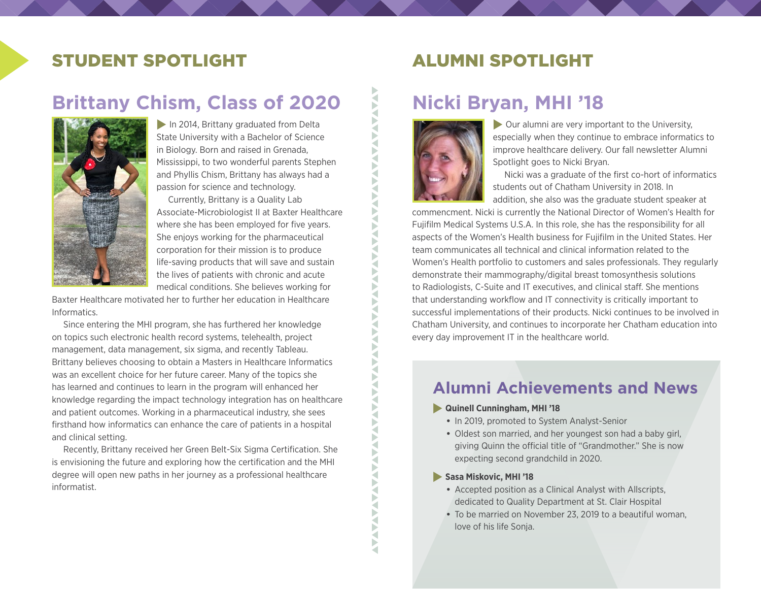## STUDENT SPOTLIGHT

### Brittany Chism, Class of 2020

In 2014, Brittany graduated from Delta State University with a Bachelor of Science in Biology. Born and raised in Grenada, Mississippi, to two wonderful parents Stephen and Phyllis Chism, Brittany has always had a passion for science and technology.

Currently, Brittany is a Quality Lab Associate-Microbiologist II at Baxter Healthcare where she has been employed for five years. She enjoys working for the pharmaceutical corporation for their mission is to produce life-saving products that will save and sustain the lives of patients with chronic and acute medical conditions. She believes working for Baxter Healthcare motivated her to further her education in Healthcare Informatics.

Since entering the MHI program, she has furthered her knowledge on topics such electronic health record systems, telehealth, project management, data management, six sigma, and recently Tableau. Brittany believes choosing to obtain a Masters in Healthcare Informatics was an excellent choice for her future career. Many of the topics she has learned and continues to learn in the program will enhanced her knowledge regarding the impact technology integration has on healthcare and patient outcomes. Working in a pharmaceutical industry, she sees firsthand how informatics can enhance the care of patients in a hospital and clinical setting.

Recently, Brittany received her Green Belt-Six Sigma Certification. She is envisioning the future and exploring how the certification and the MHI degree will open new paths in her journey as a professional healthcare informatist.

## ALUMNI SPOTLIGHT

### Nicki Bryan, MHI '18

Our alumni are very important to the University, especially when they continue to embrace informatics to improve healthcare delivery. Our fall newsletter Alumni Spotlight goes to Nicki Bryan.

Nicki was a graduate of the first co-hort of informatics students out of Chatham University in 2018. In addition, she also was the graduate student speaker at commencment. Nicki is currently the National Director of Women's Health for Fujifilm Medical Systems U.S.A. In this role, she has the responsibility for all aspects of the Women's Health business for Fujifilm in the United States. Her team communicates all technical and clinical information related to the Women's Health portfolio to customers and sales professionals. They regularly demonstrate their mammography/digital breast tomosynthesis solutions to Radiologists, C-Suite and IT executives, and clinical staff. She mentions that understanding workflow and IT connectivity is critically important to successful implementations of their products. Nicki continues to be involved in Chatham University, and continues to incorporate her Chatham education into every day improvement IT in the healthcare world.

### Alumni Achievements and News

**Quinell Cunningham, MHI '18**

- In 2019, promoted to System Analyst-Senior
- Oldest son married, and her youngest son had a baby girl, giving Quinn the official title of "Grandmother." She is now expecting second grandchild in 2020.

**Sasa Miskovic, MHI '18**

- Accepted position as a Clinical Analyst with Allscripts, dedicated to Quality Department at St. Clair Hospital
- To be married on November 23, 2019 to a beautiful woman, love of his life Sonja.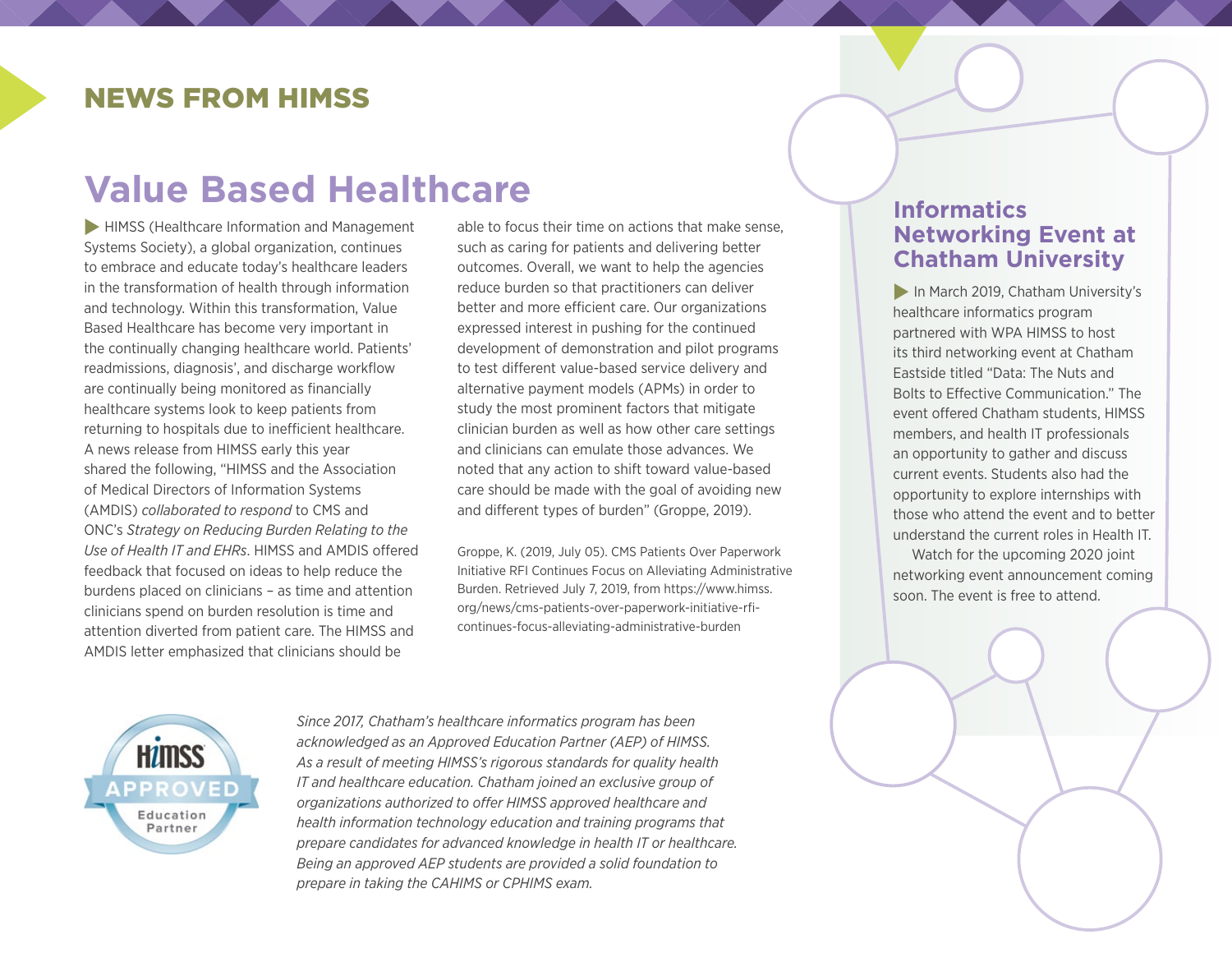## NEWS FROM HIMSS

# Value Based Healthcare

HIMSS (Healthcare Information and Management Systems Society), a global organization, continues to embrace and educate today's healthcare leaders in the transformation of health through information and technology. Within this transformation, Value Based Healthcare has become very important in the continually changing healthcare world. Patients' readmissions, diagnosis', and discharge workflow are continually being monitored as financially healthcare systems look to keep patients from returning to hospitals due to inefficient healthcare. A news release from HIMSS early this year shared the following, "HIMSS and the Association of Medical Directors of Information Systems (AMDIS) *collaborated to respond* to CMS and ONC's *Strategy on Reducing Burden Relating to the Use of Health IT and EHRs*. HIMSS and AMDIS offered feedback that focused on ideas to help reduce the burdens placed on clinicians – as time and attention clinicians spend on burden resolution is time and attention diverted from patient care. The HIMSS and AMDIS letter emphasized that clinicians should be able to focus their time on actions that make sense, such as caring for patients and delivering better outcomes. Overall, we want to help the agencies reduce burden so that practitioners can deliver better and more efficient care. Our organizations expressed interest in pushing for the continued development of demonstration and pilot programs to test different value-based service delivery and alternative payment models (APMs) in order to study the most prominent factors that mitigate clinician burden as well as how other care settings and clinicians can emulate those advances. We noted that any action to shift toward value-based care should be made with the goal of avoiding new and different types of burden" (Groppe, 2019).

Groppe, K. (2019, July 05). CMS Patients Over Paperwork Initiative RFI Continues Focus on Alleviating Administrative Burden. Retrieved July 7, 2019, from https://www.himss.org/news/cms-patients-over-paperwork-initiative-rfi-continues-focus-alleviating-administrative-burden

## Informatics Networking Event at Chatham University

In March 2019, Chatham University's healthcare informatics program partnered with WPA HIMSS to host its third networking event at Chatham Eastside titled "Data: The Nuts and Bolts to Effective Communication." The event offered Chatham students, HIMSS members, and health IT professionals an opportunity to gather and discuss current events. Students also had the opportunity to explore internships with those who attend the event and to better understand the current roles in Health IT.

Watch for the upcoming 2020 joint networking event announcement coming soon. The event is free to attend.

HIMSS APPROVED Education Partner

*Since 2017, Chatham's healthcare informatics program has been acknowledged as an Approved Education Partner (AEP) of HIMSS. As a result of meeting HIMSS's rigorous standards for quality health IT and healthcare education. Chatham joined an exclusive group of organizations authorized to offer HIMSS approved healthcare and health information technology education and training programs that prepare candidates for advanced knowledge in health IT or healthcare. Being an approved AEP students are provided a solid foundation to prepare in taking the CAHIMS or CPHIMS exam.*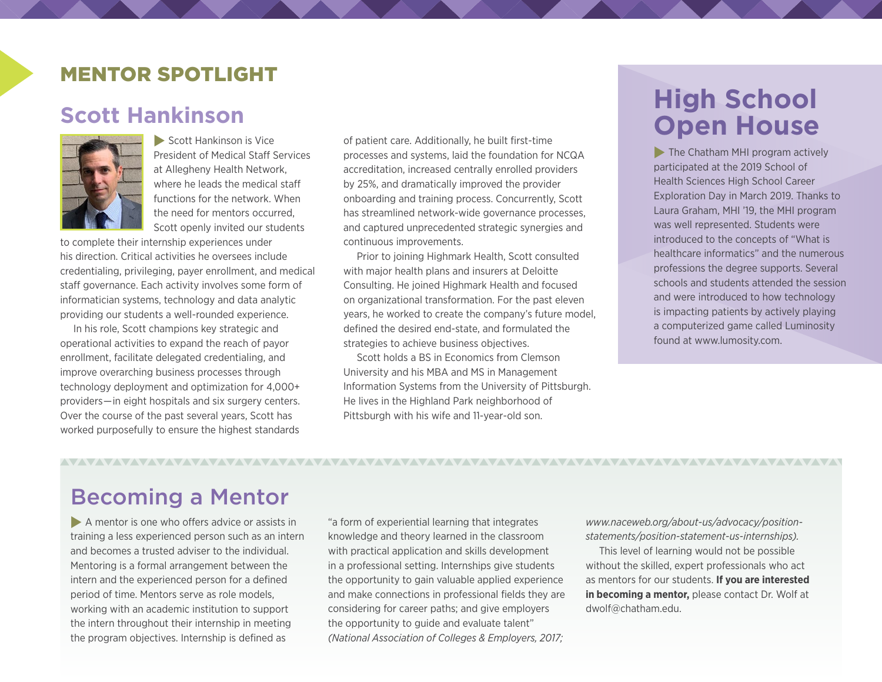## MENTOR SPOTLIGHT

### Scott Hankinson

Scott Hankinson is Vice President of Medical Staff Services at Allegheny Health Network, where he leads the medical staff functions for the network. When the need for mentors occurred, Scott openly invited our students to complete their internship experiences under his direction. Critical activities he oversees include credentialing, privileging, payer enrollment, and medical staff governance. Each activity involves some form of informatician systems, technology and data analytic providing our students a well-rounded experience.

In his role, Scott champions key strategic and operational activities to expand the reach of payor enrollment, facilitate delegated credentialing, and improve overarching business processes through technology deployment and optimization for 4,000+ providers—in eight hospitals and six surgery centers. Over the course of the past several years, Scott has worked purposefully to ensure the highest standards of patient care. Additionally, he built first-time processes and systems, laid the foundation for NCQA accreditation, increased centrally enrolled providers by 25%, and dramatically improved the provider onboarding and training process. Concurrently, Scott has streamlined network-wide governance processes, and captured unprecedented strategic synergies and continuous improvements.

Prior to joining Highmark Health, Scott consulted with major health plans and insurers at Deloitte Consulting. He joined Highmark Health and focused on organizational transformation. For the past eleven years, he worked to create the company's future model, defined the desired end-state, and formulated the strategies to achieve business objectives.

Scott holds a BS in Economics from Clemson University and his MBA and MS in Management Information Systems from the University of Pittsburgh. He lives in the Highland Park neighborhood of Pittsburgh with his wife and 11-year-old son.

## High School Open House

The Chatham MHI program actively participated at the 2019 School of Health Sciences High School Career Exploration Day in March 2019. Thanks to Laura Graham, MHI '19, the MHI program was well represented. Students were introduced to the concepts of "What is healthcare informatics" and the numerous professions the degree supports. Several schools and students attended the session and were introduced to how technology is impacting patients by actively playing a computerized game called Luminosity found at www.lumosity.com.

## Becoming a Mentor

A mentor is one who offers advice or assists in training a less experienced person such as an intern and becomes a trusted adviser to the individual. Mentoring is a formal arrangement between the intern and the experienced person for a defined period of time. Mentors serve as role models, working with an academic institution to support the intern throughout their internship in meeting the program objectives. Internship is defined as "a form of experiential learning that integrates knowledge and theory learned in the classroom with practical application and skills development in a professional setting. Internships give students the opportunity to gain valuable applied experience and make connections in professional fields they are considering for career paths; and give employers the opportunity to guide and evaluate talent" *(National Association of Colleges & Employers, 2017; www.naceweb.org/about-us/advocacy/position-statements/position-statement-us-internships).*

This level of learning would not be possible without the skilled, expert professionals who act as mentors for our students. **If you are interested in becoming a mentor,** please contact Dr. Wolf at dwolf@chatham.edu.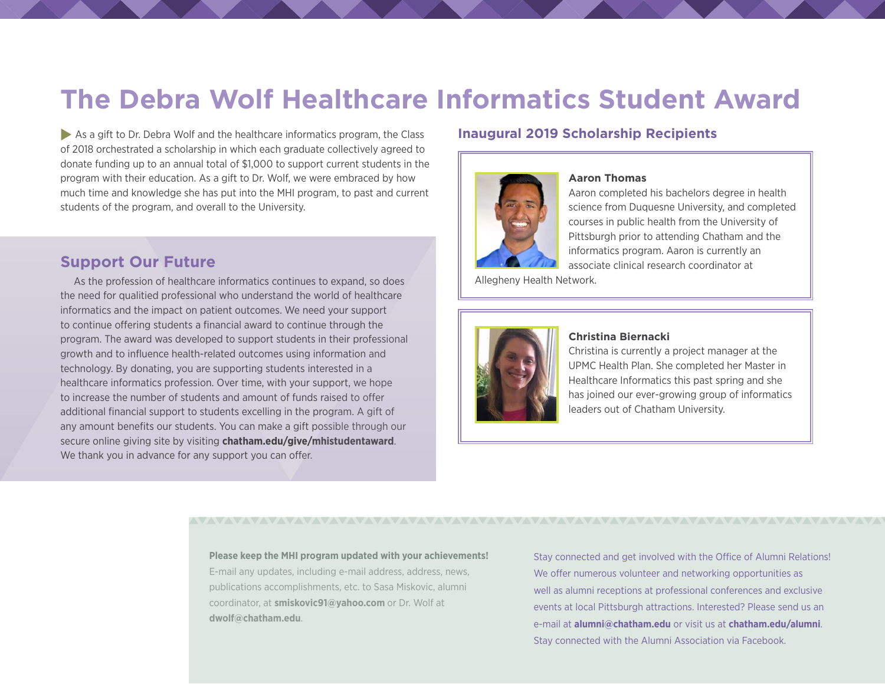# The Debra Wolf Healthcare Informatics Student Award

As a gift to Dr. Debra Wolf and the healthcare informatics program, the Class of 2018 orchestrated a scholarship in which each graduate collectively agreed to donate funding up to an annual total of $1,000 to support current students in the program with their education. As a gift to Dr. Wolf, we were embraced by how much time and knowledge she has put into the MHI program, to past and current students of the program, and overall to the University.

## Support Our Future

As the profession of healthcare informatics continues to expand, so does the need for qualitied professional who understand the world of healthcare informatics and the impact on patient outcomes. We need your support to continue offering students a financial award to continue through the program. The award was developed to support students in their professional growth and to influence health-related outcomes using information and technology. By donating, you are supporting students interested in a healthcare informatics profession. Over time, with your support, we hope to increase the number of students and amount of funds raised to offer additional financial support to students excelling in the program. A gift of any amount benefits our students. You can make a gift possible through our secure online giving site by visiting **chatham.edu/give/mhistudentaward**. We thank you in advance for any support you can offer.

## Inaugural 2019 Scholarship Recipients

**Aaron Thomas**
Aaron completed his bachelors degree in health science from Duquesne University, and completed courses in public health from the University of Pittsburgh prior to attending Chatham and the informatics program. Aaron is currently an associate clinical research coordinator at Allegheny Health Network.

**Christina Biernacki**
Christina is currently a project manager at the UPMC Health Plan. She completed her Master in Healthcare Informatics this past spring and she has joined our ever-growing group of informatics leaders out of Chatham University.

**Please keep the MHI program updated with your achievements!** E-mail any updates, including e-mail address, address, news, publications accomplishments, etc. to Sasa Miskovic, alumni coordinator, at **smiskovic91@yahoo.com** or Dr. Wolf at **dwolf@chatham.edu**.

Stay connected and get involved with the Office of Alumni Relations! We offer numerous volunteer and networking opportunities as well as alumni receptions at professional conferences and exclusive events at local Pittsburgh attractions. Interested? Please send us an e-mail at **alumni@chatham.edu** or visit us at **chatham.edu/alumni**. Stay connected with the Alumni Association via Facebook.